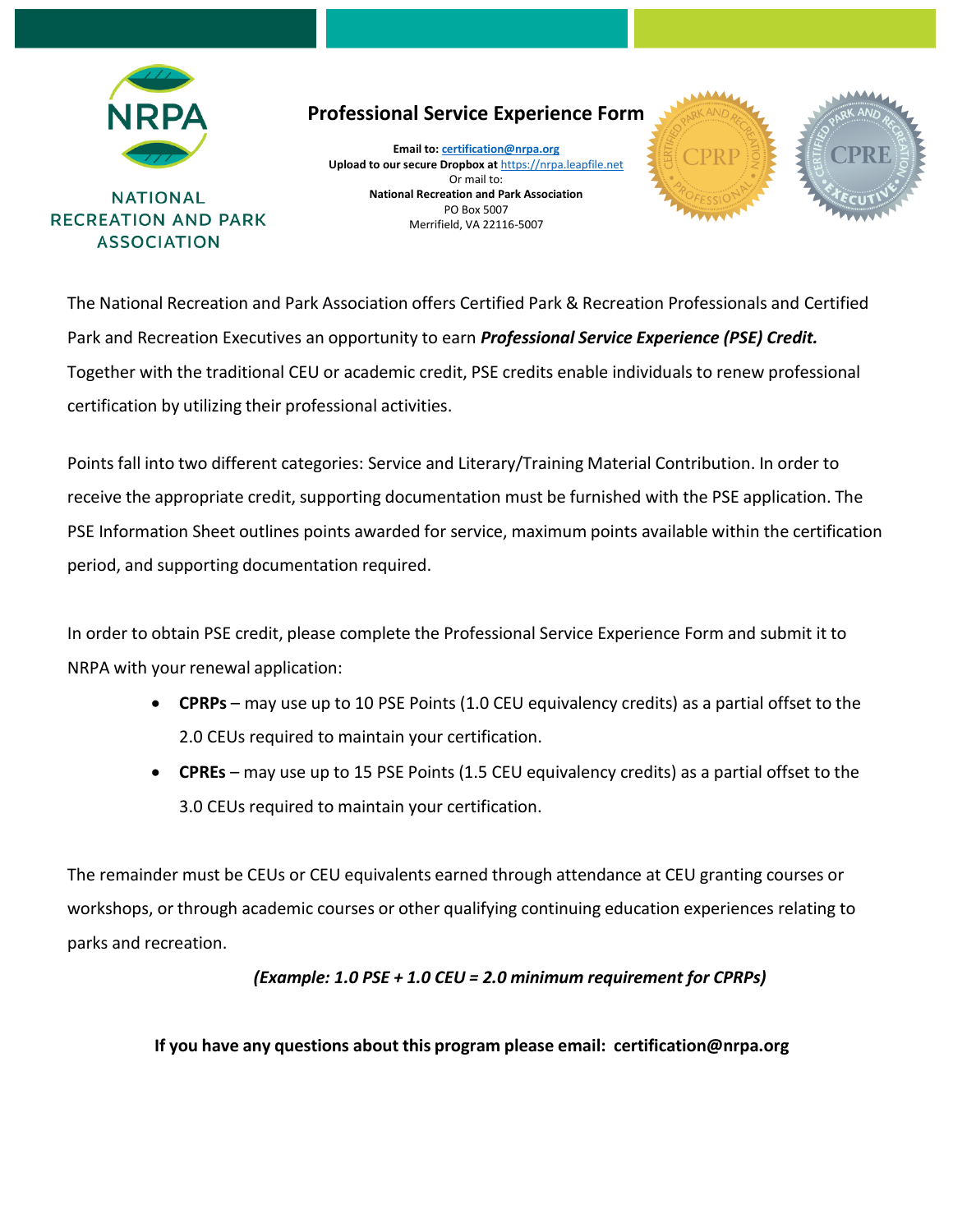NATIONAL RECREATION AND PARK ASSOCIATION

# Professional Service Experience Form

**Email to:** certification@nrpa.org
**Upload to our secure Dropbox at** https://nrpa.leapfile.net
Or mail to:
**National Recreation and Park Association**
PO Box 5007
Merrifield, VA 22116-5007

The National Recreation and Park Association offers Certified Park & Recreation Professionals and Certified Park and Recreation Executives an opportunity to earn ***Professional Service Experience (PSE) Credit.*** Together with the traditional CEU or academic credit, PSE credits enable individuals to renew professional certification by utilizing their professional activities.

Points fall into two different categories: Service and Literary/Training Material Contribution. In order to receive the appropriate credit, supporting documentation must be furnished with the PSE application. The PSE Information Sheet outlines points awarded for service, maximum points available within the certification period, and supporting documentation required.

In order to obtain PSE credit, please complete the Professional Service Experience Form and submit it to NRPA with your renewal application:

- **CPRPs** – may use up to 10 PSE Points (1.0 CEU equivalency credits) as a partial offset to the 2.0 CEUs required to maintain your certification.
- **CPREs** – may use up to 15 PSE Points (1.5 CEU equivalency credits) as a partial offset to the 3.0 CEUs required to maintain your certification.

The remainder must be CEUs or CEU equivalents earned through attendance at CEU granting courses or workshops, or through academic courses or other qualifying continuing education experiences relating to parks and recreation.

***(Example: 1.0 PSE + 1.0 CEU = 2.0 minimum requirement for CPRPs)***

**If you have any questions about this program please email: certification@nrpa.org**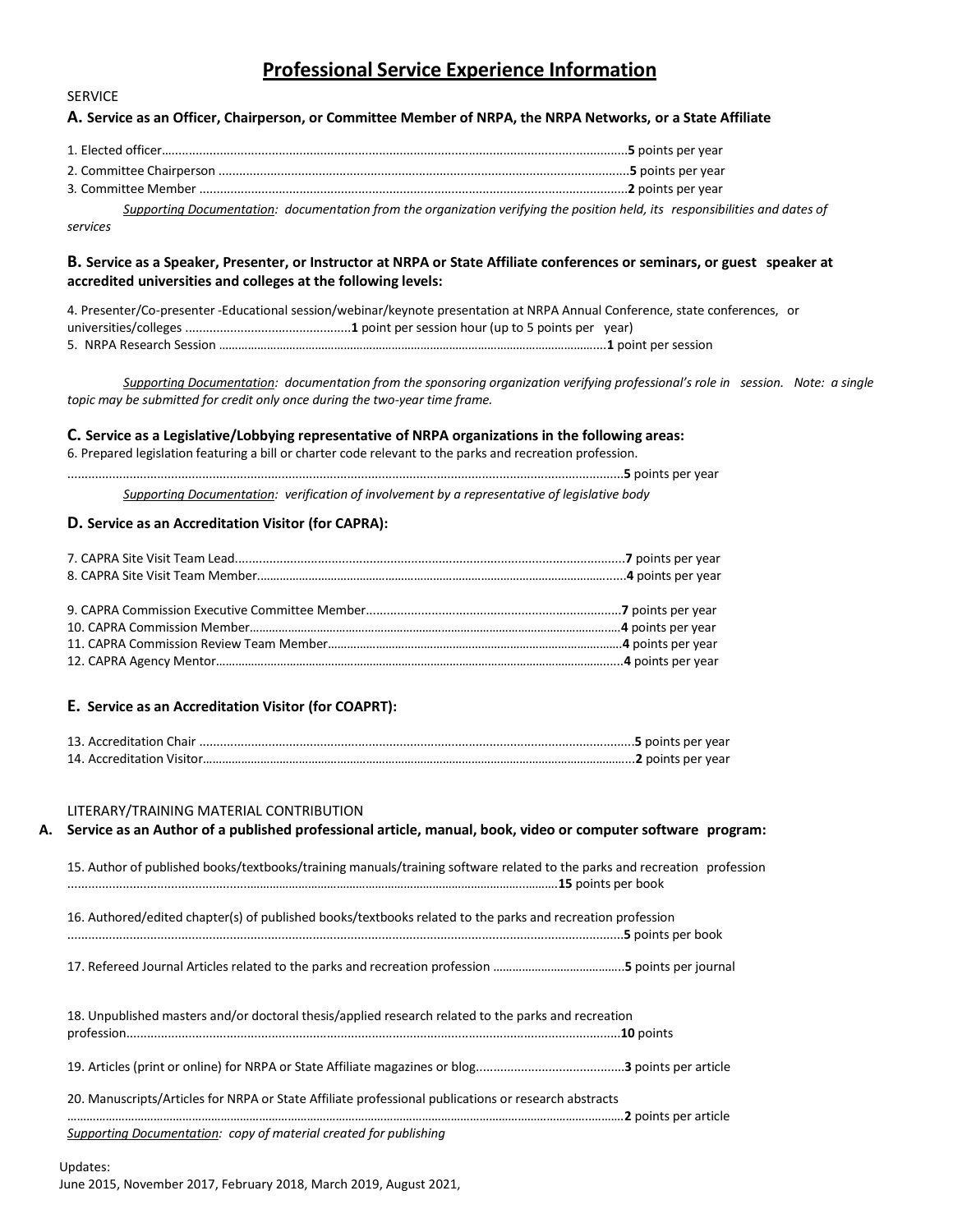# Professional Service Experience Information

SERVICE

### A. Service as an Officer, Chairperson, or Committee Member of NRPA, the NRPA Networks, or a State Affiliate

1. Elected officer……………………………………………………………………………………………………………**5** points per year
2. Committee Chairperson ……………………………………………………………………………………………**5** points per year
3. Committee Member …………………………………………………………………………………………………**2** points per year

*Supporting Documentation: documentation from the organization verifying the position held, its responsibilities and dates of services*

### B. Service as a Speaker, Presenter, or Instructor at NRPA or State Affiliate conferences or seminars, or guest speaker at accredited universities and colleges at the following levels:

4. Presenter/Co-presenter -Educational session/webinar/keynote presentation at NRPA Annual Conference, state conferences, or universities/colleges …………………………………………**1** point per session hour (up to 5 points per year)
5. NRPA Research Session ……………………………………………………………………………………………**1** point per session

*Supporting Documentation: documentation from the sponsoring organization verifying professional's role in session. Note: a single topic may be submitted for credit only once during the two-year time frame.*

### C. Service as a Legislative/Lobbying representative of NRPA organizations in the following areas:

6. Prepared legislation featuring a bill or charter code relevant to the parks and recreation profession. ……………………………………………………………………………………………………………………**5** points per year

*Supporting Documentation: verification of involvement by a representative of legislative body*

### D. Service as an Accreditation Visitor (for CAPRA):

7. CAPRA Site Visit Team Lead……………………………………………………………………………………**7** points per year
8. CAPRA Site Visit Team Member…………………………………………………………………………………**4** points per year

9. CAPRA Commission Executive Committee Member……………………………………………………**7** points per year
10. CAPRA Commission Member……………………………………………………………………………………**4** points per year
11. CAPRA Commission Review Team Member…………………………………………………………………**4** points per year
12. CAPRA Agency Mentor……………………………………………………………………………………………**4** points per year

### E. Service as an Accreditation Visitor (for COAPRT):

13. Accreditation Chair …………………………………………………………………………………………………**5** points per year
14. Accreditation Visitor………………………………………………………………………………………………**2** points per year

LITERARY/TRAINING MATERIAL CONTRIBUTION

### A. Service as an Author of a published professional article, manual, book, video or computer software program:

15. Author of published books/textbooks/training manuals/training software related to the parks and recreation profession ……………………………………………………………………………………………………………………**15** points per book

16. Authored/edited chapter(s) of published books/textbooks related to the parks and recreation profession ……………………………………………………………………………………………………………………**5** points per book

17. Refereed Journal Articles related to the parks and recreation profession …………………………**5** points per journal

18. Unpublished masters and/or doctoral thesis/applied research related to the parks and recreation profession…………………………………………………………………………………………………………**10** points

19. Articles (print or online) for NRPA or State Affiliate magazines or blog……………………………**3** points per article

20. Manuscripts/Articles for NRPA or State Affiliate professional publications or research abstracts ……………………………………………………………………………………………………………………**2** points per article

*Supporting Documentation: copy of material created for publishing*

Updates:
June 2015, November 2017, February 2018, March 2019, August 2021,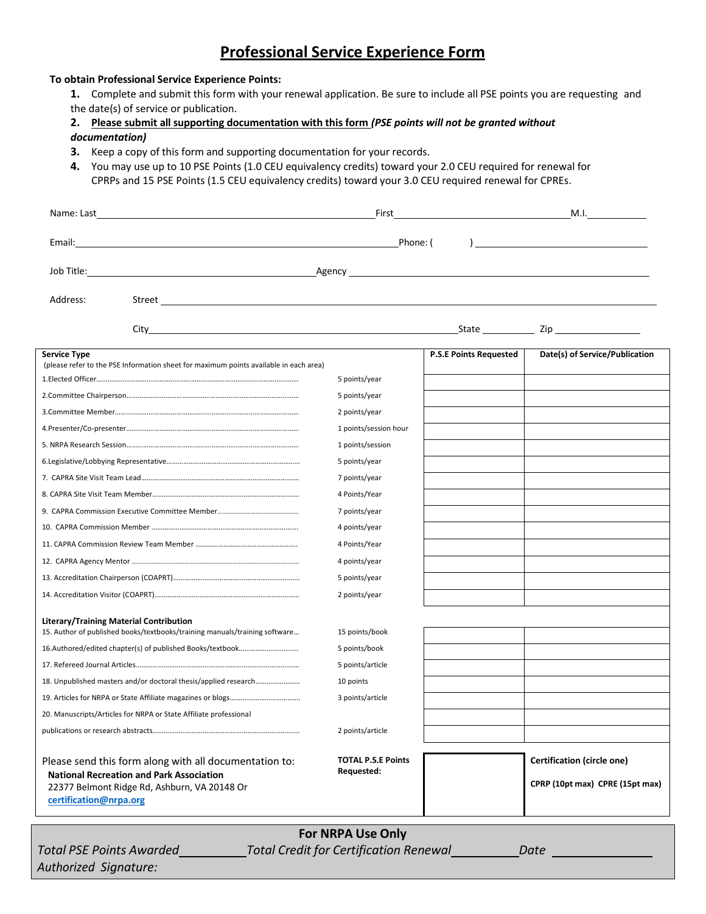# Professional Service Experience Form

**To obtain Professional Service Experience Points:**

1. Complete and submit this form with your renewal application. Be sure to include all PSE points you are requesting and the date(s) of service or publication.
2. **Please submit all supporting documentation with this form** ***(PSE points will not be granted without documentation)***
3. Keep a copy of this form and supporting documentation for your records.
4. You may use up to 10 PSE Points (1.0 CEU equivalency credits) toward your 2.0 CEU required for renewal for CPRPs and 15 PSE Points (1.5 CEU equivalency credits) toward your 3.0 CEU required renewal for CPREs.

Name: Last\_\_\_\_\_\_\_\_\_\_\_\_\_\_\_\_\_\_\_\_ First\_\_\_\_\_\_\_\_\_\_\_\_\_\_\_\_ M.I.\_\_\_\_\_\_

Email:\_\_\_\_\_\_\_\_\_\_\_\_\_\_\_\_\_\_\_\_\_\_\_\_\_\_\_\_ Phone: ( &nbsp;&nbsp;&nbsp; ) \_\_\_\_\_\_\_\_\_\_\_\_\_\_\_\_

Job Title:\_\_\_\_\_\_\_\_\_\_\_\_\_\_\_\_\_\_\_\_ Agency \_\_\_\_\_\_\_\_\_\_\_\_\_\_\_\_\_\_\_\_\_\_\_\_

Address: Street \_\_\_\_\_\_\_\_\_\_\_\_\_\_\_\_\_\_\_\_\_\_\_\_\_\_\_\_\_\_\_\_\_\_\_\_\_\_\_\_

City\_\_\_\_\_\_\_\_\_\_\_\_\_\_\_\_\_\_\_\_\_\_\_\_ State \_\_\_\_\_\_\_\_ Zip \_\_\_\_\_\_\_\_\_\_\_\_

| **Service Type** (please refer to the PSE Information sheet for maximum points available in each area) | | **P.S.E Points Requested** | **Date(s) of Service/Publication** |
|---|---|---|---|
| 1.Elected Officer | 5 points/year | | |
| 2.Committee Chairperson | 5 points/year | | |
| 3.Committee Member | 2 points/year | | |
| 4.Presenter/Co-presenter | 1 points/session hour | | |
| 5. NRPA Research Session | 1 points/session | | |
| 6.Legislative/Lobbying Representative | 5 points/year | | |
| 7. CAPRA Site Visit Team Lead | 7 points/year | | |
| 8. CAPRA Site Visit Team Member | 4 Points/Year | | |
| 9. CAPRA Commission Executive Committee Member | 7 points/year | | |
| 10. CAPRA Commission Member | 4 points/year | | |
| 11. CAPRA Commission Review Team Member | 4 Points/Year | | |
| 12. CAPRA Agency Mentor | 4 points/year | | |
| 13. Accreditation Chairperson (COAPRT) | 5 points/year | | |
| 14. Accreditation Visitor (COAPRT) | 2 points/year | | |
| **Literary/Training Material Contribution** | | | |
| 15. Author of published books/textbooks/training manuals/training software… | 15 points/book | | |
| 16.Authored/edited chapter(s) of published Books/textbook | 5 points/book | | |
| 17. Refereed Journal Articles | 5 points/article | | |
| 18. Unpublished masters and/or doctoral thesis/applied research | 10 points | | |
| 19. Articles for NRPA or State Affiliate magazines or blogs | 3 points/article | | |
| 20. Manuscripts/Articles for NRPA or State Affiliate professional publications or research abstracts | 2 points/article | | |
| Please send this form along with all documentation to: **National Recreation and Park Association** 22377 Belmont Ridge Rd, Ashburn, VA 20148 Or certification@nrpa.org | **TOTAL P.S.E Points Requested:** | | **Certification (circle one)** **CPRP (10pt max) CPRE (15pt max)** |

**For NRPA Use Only**

*Total PSE Points Awarded*\_\_\_\_\_\_\_\_ *Total Credit for Certification Renewal*\_\_\_\_\_\_\_\_ *Date* \_\_\_\_\_\_\_\_\_\_

*Authorized Signature:*